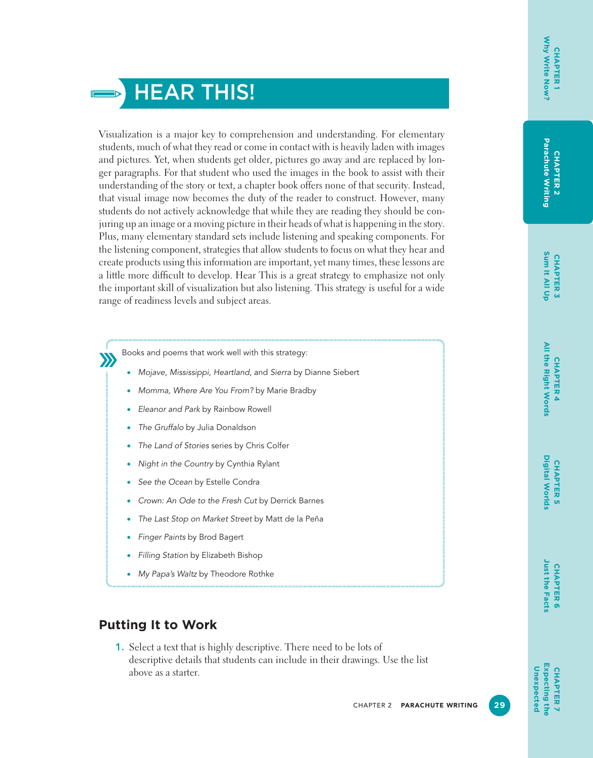# HEAR THIS!

Visualization is a major key to comprehension and understanding. For elementary students, much of what they read or come in contact with is heavily laden with images and pictures. Yet, when students get older, pictures go away and are replaced by longer paragraphs. For that student who used the images in the book to assist with their understanding of the story or text, a chapter book offers none of that security. Instead, that visual image now becomes the duty of the reader to construct. However, many students do not actively acknowledge that while they are reading they should be conjuring up an image or a moving picture in their heads of what is happening in the story. Plus, many elementary standard sets include listening and speaking components. For the listening component, strategies that allow students to focus on what they hear and create products using this information are important, yet many times, these lessons are a little more difficult to develop. Hear This is a great strategy to emphasize not only the important skill of visualization but also listening. This strategy is useful for a wide range of readiness levels and subject areas.

Books and poems that work well with this strategy:

- *Mojave, Mississippi, Heartland,* and *Sierra* by Dianne Siebert
- *Momma, Where Are You From?* by Marie Bradby
- *Eleanor and Park* by Rainbow Rowell
- *The Gruffalo* by Julia Donaldson
- *The Land of Stories* series by Chris Colfer
- *Night in the Country* by Cynthia Rylant
- *See the Ocean* by Estelle Condra
- *Crown: An Ode to the Fresh Cut* by Derrick Barnes
- *The Last Stop on Market Street* by Matt de la Peña
- *Finger Paints* by Brod Bagert
- *Filling Station* by Elizabeth Bishop
- *My Papa's Waltz* by Theodore Rothke

## Putting It to Work

1. Select a text that is highly descriptive. There need to be lots of descriptive details that students can include in their drawings. Use the list above as a starter.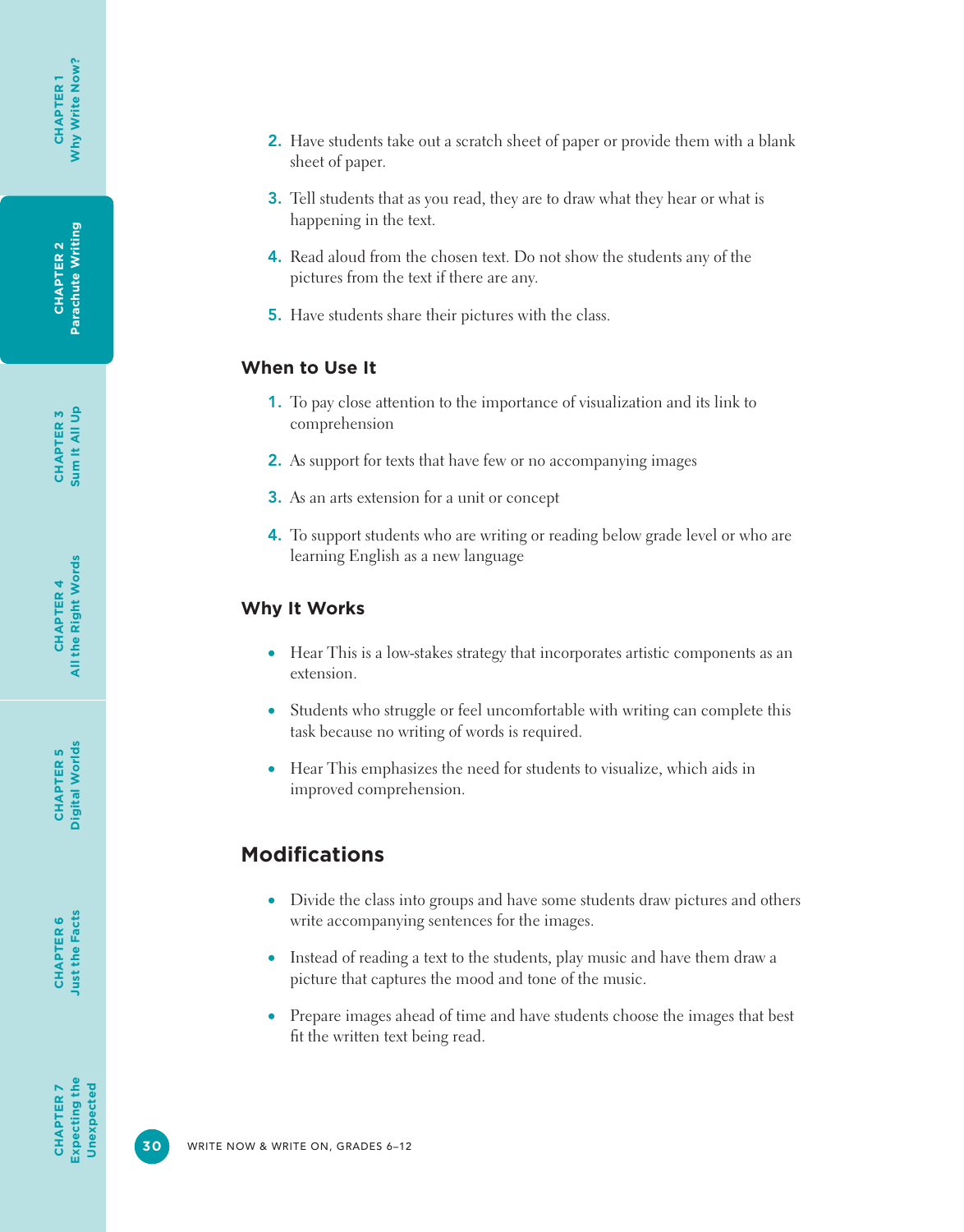2. Have students take out a scratch sheet of paper or provide them with a blank sheet of paper.
3. Tell students that as you read, they are to draw what they hear or what is happening in the text.
4. Read aloud from the chosen text. Do not show the students any of the pictures from the text if there are any.
5. Have students share their pictures with the class.

### When to Use It

1. To pay close attention to the importance of visualization and its link to comprehension
2. As support for texts that have few or no accompanying images
3. As an arts extension for a unit or concept
4. To support students who are writing or reading below grade level or who are learning English as a new language

### Why It Works

- Hear This is a low-stakes strategy that incorporates artistic components as an extension.
- Students who struggle or feel uncomfortable with writing can complete this task because no writing of words is required.
- Hear This emphasizes the need for students to visualize, which aids in improved comprehension.

## Modifications

- Divide the class into groups and have some students draw pictures and others write accompanying sentences for the images.
- Instead of reading a text to the students, play music and have them draw a picture that captures the mood and tone of the music.
- Prepare images ahead of time and have students choose the images that best fit the written text being read.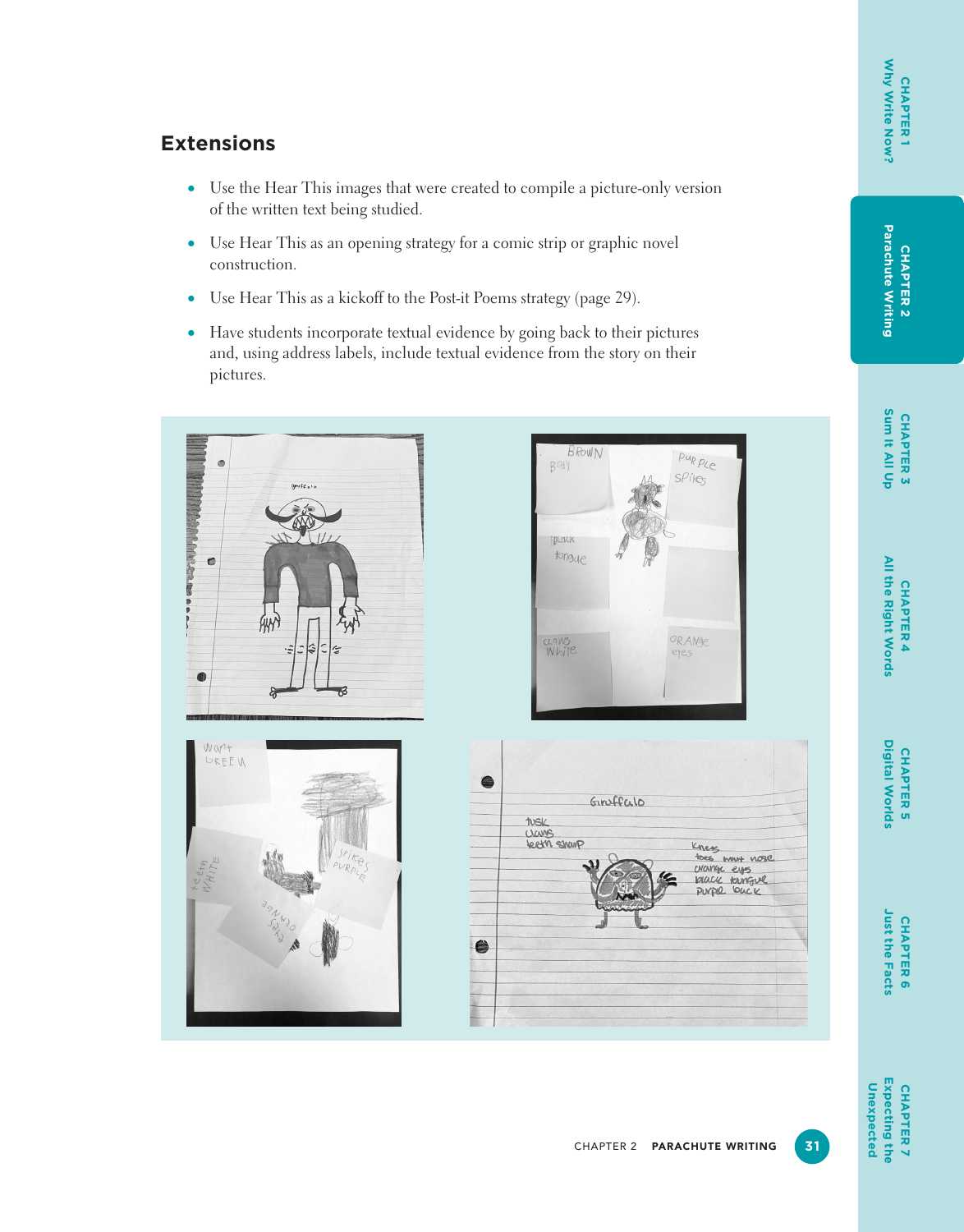## Extensions

- Use the Hear This images that were created to compile a picture-only version of the written text being studied.
- Use Hear This as an opening strategy for a comic strip or graphic novel construction.
- Use Hear This as a kickoff to the Post-it Poems strategy (page 29).
- Have students incorporate textual evidence by going back to their pictures and, using address labels, include textual evidence from the story on their pictures.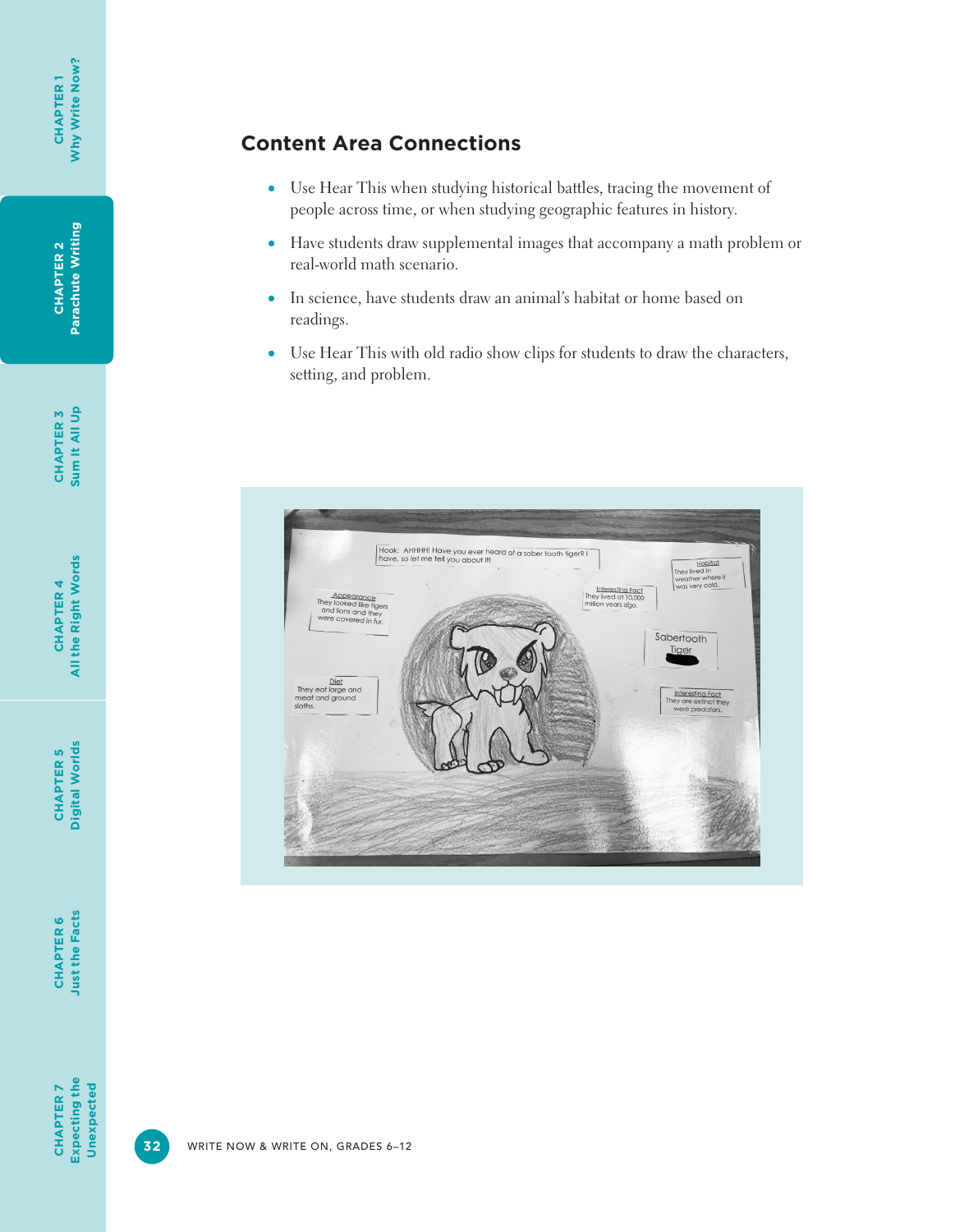## Content Area Connections

- Use Hear This when studying historical battles, tracing the movement of people across time, or when studying geographic features in history.
- Have students draw supplemental images that accompany a math problem or real-world math scenario.
- In science, have students draw an animal's habitat or home based on readings.
- Use Hear This with old radio show clips for students to draw the characters, setting, and problem.